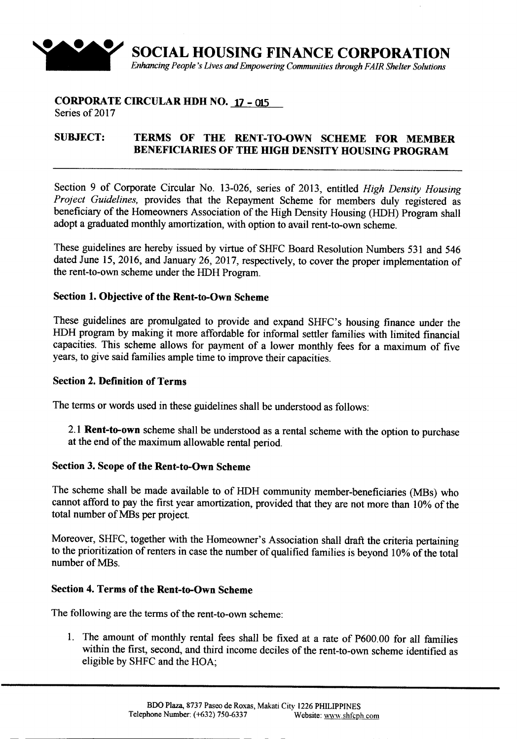# SOCIAL HOUSING FINANCE CORPORATION

*Enhancing People's Lives and Empowering Communities through FAIR Shelter Solutions*

**CORPORATE CIRCULAR HDH NO. 17 - 015**
Series of 2017

**SUBJECT: TERMS OF THE RENT-TO-OWN SCHEME FOR MEMBER BENEFICIARIES OF THE HIGH DENSITY HOUSING PROGRAM**

---

Section 9 of Corporate Circular No. 13-026, series of 2013, entitled *High Density Housing Project Guidelines,* provides that the Repayment Scheme for members duly registered as beneficiary of the Homeowners Association of the High Density Housing (HDH) Program shall adopt a graduated monthly amortization, with option to avail rent-to-own scheme.

These guidelines are hereby issued by virtue of SHFC Board Resolution Numbers 531 and 546 dated June 15, 2016, and January 26, 2017, respectively, to cover the proper implementation of the rent-to-own scheme under the HDH Program.

## Section 1. Objective of the Rent-to-Own Scheme

These guidelines are promulgated to provide and expand SHFC's housing finance under the HDH program by making it more affordable for informal settler families with limited financial capacities. This scheme allows for payment of a lower monthly fees for a maximum of five years, to give said families ample time to improve their capacities.

## Section 2. Definition of Terms

The terms or words used in these guidelines shall be understood as follows:

2.1 **Rent-to-own** scheme shall be understood as a rental scheme with the option to purchase at the end of the maximum allowable rental period.

## Section 3. Scope of the Rent-to-Own Scheme

The scheme shall be made available to of HDH community member-beneficiaries (MBs) who cannot afford to pay the first year amortization, provided that they are not more than 10% of the total number of MBs per project.

Moreover, SHFC, together with the Homeowner's Association shall draft the criteria pertaining to the prioritization of renters in case the number of qualified families is beyond 10% of the total number of MBs.

## Section 4. Terms of the Rent-to-Own Scheme

The following are the terms of the rent-to-own scheme:

1. The amount of monthly rental fees shall be fixed at a rate of P600.00 for all families within the first, second, and third income deciles of the rent-to-own scheme identified as eligible by SHFC and the HOA;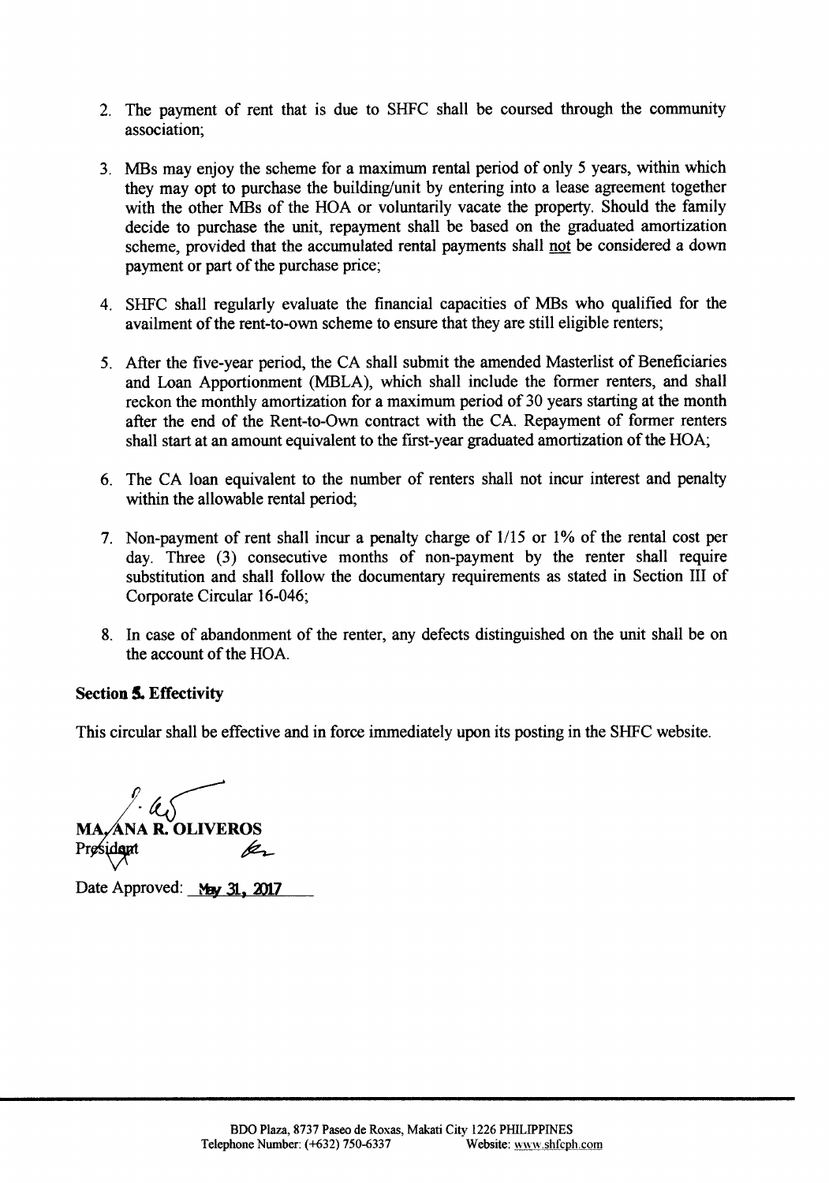2. The payment of rent that is due to SHFC shall be coursed through the community association;

3. MBs may enjoy the scheme for a maximum rental period of only 5 years, within which they may opt to purchase the building/unit by entering into a lease agreement together with the other MBs of the HOA or voluntarily vacate the property. Should the family decide to purchase the unit, repayment shall be based on the graduated amortization scheme, provided that the accumulated rental payments shall not be considered a down payment or part of the purchase price;

4. SHFC shall regularly evaluate the financial capacities of MBs who qualified for the availment of the rent-to-own scheme to ensure that they are still eligible renters;

5. After the five-year period, the CA shall submit the amended Masterlist of Beneficiaries and Loan Apportionment (MBLA), which shall include the former renters, and shall reckon the monthly amortization for a maximum period of 30 years starting at the month after the end of the Rent-to-Own contract with the CA. Repayment of former renters shall start at an amount equivalent to the first-year graduated amortization of the HOA;

6. The CA loan equivalent to the number of renters shall not incur interest and penalty within the allowable rental period;

7. Non-payment of rent shall incur a penalty charge of 1/15 or 1% of the rental cost per day. Three (3) consecutive months of non-payment by the renter shall require substitution and shall follow the documentary requirements as stated in Section III of Corporate Circular 16-046;

8. In case of abandonment of the renter, any defects distinguished on the unit shall be on the account of the HOA.

**Section 5. Effectivity**

This circular shall be effective and in force immediately upon its posting in the SHFC website.

**MA. ANA R. OLIVEROS**
President

Date Approved: May 31, 2017

BDO Plaza, 8737 Paseo de Roxas, Makati City 1226 PHILIPPINES
Telephone Number: (+632) 750-6337 Website: www.shfcph.com